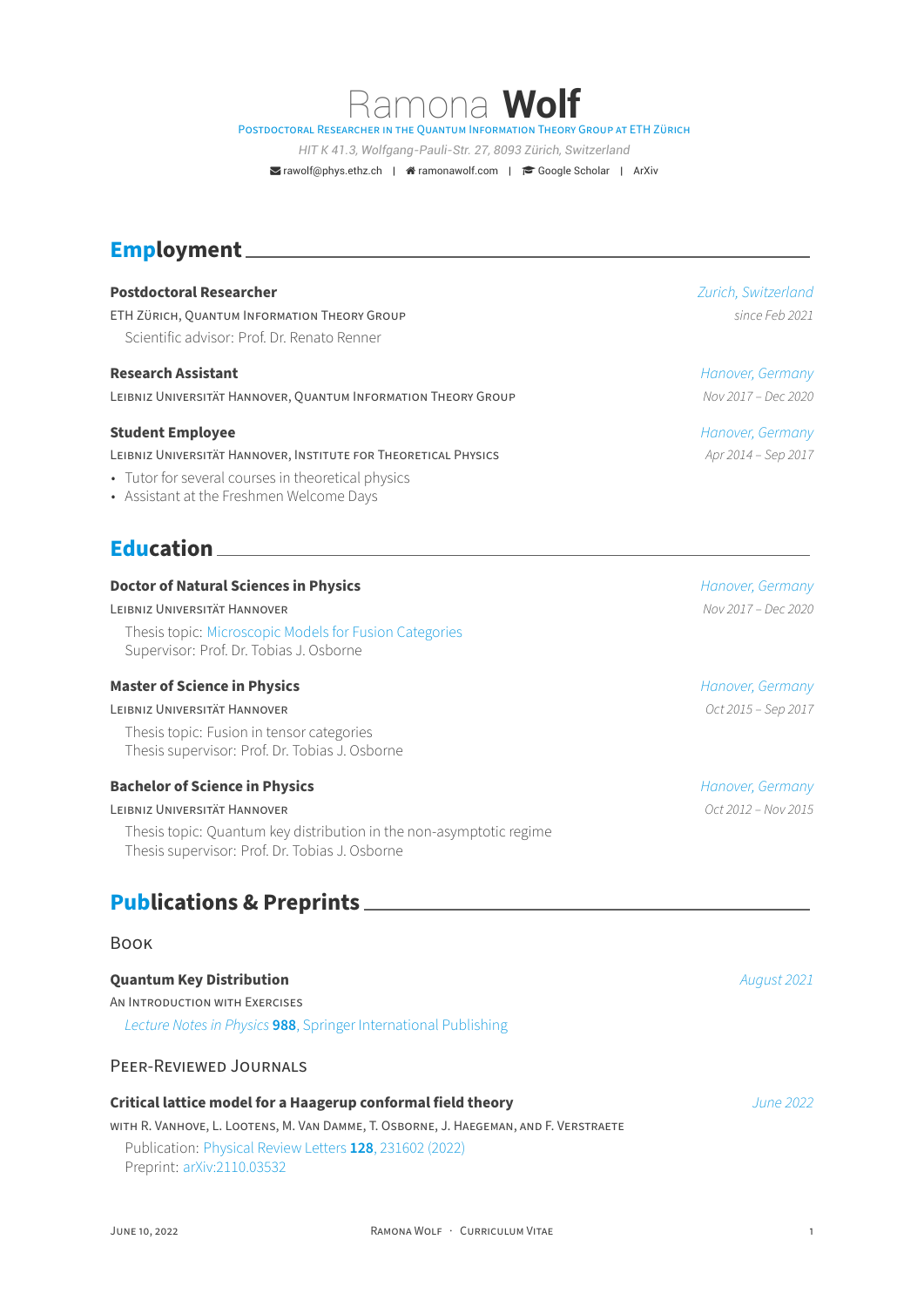# Ramona **Wolf**

POSTDOCTORAL RESEARCHER IN THE QUANTUM INFORMATION THEORY GROUP AT ETH ZÜRICH

*HIT K 41.3, Wolfgang-Pauli-Str. 27, 8093 Zürich, Switzerland*

rawolf@phys.ethz.ch | ramonawolf.com | Google Scholar | ArXiv

## Employment

**Postdoctoral Researcher** — *Zurich, Switzerland*
ETH ZÜRICH, QUANTUM INFORMATION THEORY GROUP — *since Feb 2021*
Scientific advisor: Prof. Dr. Renato Renner

**Research Assistant** — *Hanover, Germany*
LEIBNIZ UNIVERSITÄT HANNOVER, QUANTUM INFORMATION THEORY GROUP — *Nov 2017 – Dec 2020*

**Student Employee** — *Hanover, Germany*
LEIBNIZ UNIVERSITÄT HANNOVER, INSTITUTE FOR THEORETICAL PHYSICS — *Apr 2014 – Sep 2017*

- Tutor for several courses in theoretical physics
- Assistant at the Freshmen Welcome Days

## Education

**Doctor of Natural Sciences in Physics** — *Hanover, Germany*
LEIBNIZ UNIVERSITÄT HANNOVER — *Nov 2017 – Dec 2020*
Thesis topic: Microscopic Models for Fusion Categories
Supervisor: Prof. Dr. Tobias J. Osborne

**Master of Science in Physics** — *Hanover, Germany*
LEIBNIZ UNIVERSITÄT HANNOVER — *Oct 2015 – Sep 2017*
Thesis topic: Fusion in tensor categories
Thesis supervisor: Prof. Dr. Tobias J. Osborne

**Bachelor of Science in Physics** — *Hanover, Germany*
LEIBNIZ UNIVERSITÄT HANNOVER — *Oct 2012 – Nov 2015*
Thesis topic: Quantum key distribution in the non-asymptotic regime
Thesis supervisor: Prof. Dr. Tobias J. Osborne

## Publications & Preprints

### Book

**Quantum Key Distribution** — *August 2021*
AN INTRODUCTION WITH EXERCISES
*Lecture Notes in Physics* **988**, Springer International Publishing

### Peer-Reviewed Journals

**Critical lattice model for a Haagerup conformal field theory** — *June 2022*
WITH R. VANHOVE, L. LOOTENS, M. VAN DAMME, T. OSBORNE, J. HAEGEMAN, AND F. VERSTRAETE
Publication: Physical Review Letters **128**, 231602 (2022)
Preprint: arXiv:2110.03532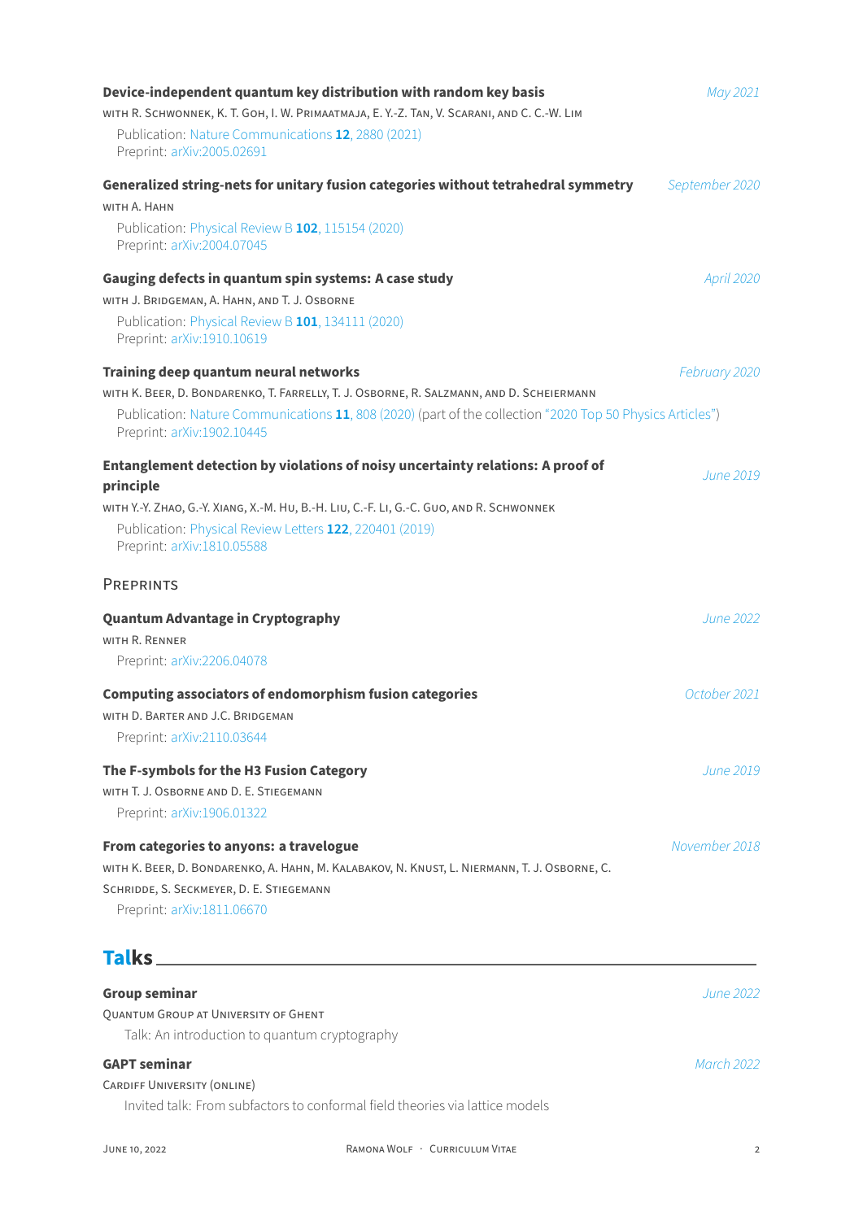**Device-independent quantum key distribution with random key basis** *May 2021*

WITH R. SCHWONNEK, K. T. GOH, I. W. PRIMAATMAJA, E. Y.-Z. TAN, V. SCARANI, AND C. C.-W. LIM

Publication: Nature Communications **12**, 2880 (2021)
Preprint: arXiv:2005.02691

**Generalized string-nets for unitary fusion categories without tetrahedral symmetry** *September 2020*

WITH A. HAHN

Publication: Physical Review B **102**, 115154 (2020)
Preprint: arXiv:2004.07045

**Gauging defects in quantum spin systems: A case study** *April 2020*

WITH J. BRIDGEMAN, A. HAHN, AND T. J. OSBORNE

Publication: Physical Review B **101**, 134111 (2020)
Preprint: arXiv:1910.10619

**Training deep quantum neural networks** *February 2020*

WITH K. BEER, D. BONDARENKO, T. FARRELLY, T. J. OSBORNE, R. SALZMANN, AND D. SCHEIERMANN

Publication: Nature Communications **11**, 808 (2020) (part of the collection "2020 Top 50 Physics Articles")
Preprint: arXiv:1902.10445

**Entanglement detection by violations of noisy uncertainty relations: A proof of principle** *June 2019*

WITH Y.-Y. ZHAO, G.-Y. XIANG, X.-M. HU, B.-H. LIU, C.-F. LI, G.-C. GUO, AND R. SCHWONNEK

Publication: Physical Review Letters **122**, 220401 (2019)
Preprint: arXiv:1810.05588

### PREPRINTS

**Quantum Advantage in Cryptography** *June 2022*

WITH R. RENNER

Preprint: arXiv:2206.04078

**Computing associators of endomorphism fusion categories** *October 2021*

WITH D. BARTER AND J.C. BRIDGEMAN

Preprint: arXiv:2110.03644

**The F-symbols for the H3 Fusion Category** *June 2019*

WITH T. J. OSBORNE AND D. E. STIEGEMANN

Preprint: arXiv:1906.01322

**From categories to anyons: a travelogue** *November 2018*

WITH K. BEER, D. BONDARENKO, A. HAHN, M. KALABAKOV, N. KNUST, L. NIERMANN, T. J. OSBORNE, C. SCHRIDDE, S. SECKMEYER, D. E. STIEGEMANN

Preprint: arXiv:1811.06670

## Talks

**Group seminar** *June 2022*

QUANTUM GROUP AT UNIVERSITY OF GHENT

Talk: An introduction to quantum cryptography

**GAPT seminar** *March 2022*

CARDIFF UNIVERSITY (ONLINE)

Invited talk: From subfactors to conformal field theories via lattice models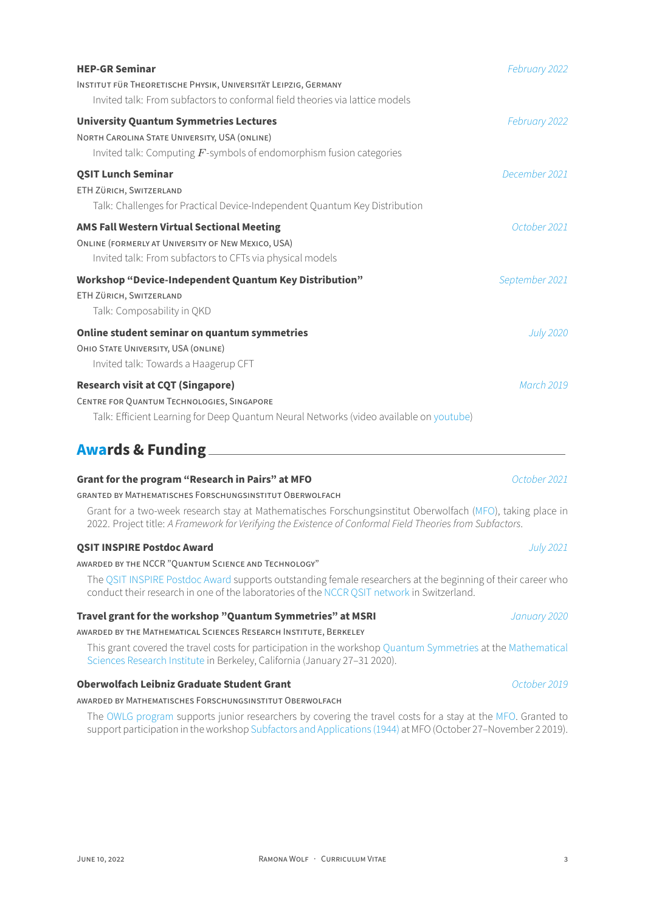**HEP-GR Seminar** *February 2022*
INSTITUT FÜR THEORETISCHE PHYSIK, UNIVERSITÄT LEIPZIG, GERMANY
Invited talk: From subfactors to conformal field theories via lattice models

**University Quantum Symmetries Lectures** *February 2022*
NORTH CAROLINA STATE UNIVERSITY, USA (ONLINE)
Invited talk: Computing $F$-symbols of endomorphism fusion categories

**QSIT Lunch Seminar** *December 2021*
ETH ZÜRICH, SWITZERLAND
Talk: Challenges for Practical Device-Independent Quantum Key Distribution

**AMS Fall Western Virtual Sectional Meeting** *October 2021*
ONLINE (FORMERLY AT UNIVERSITY OF NEW MEXICO, USA)
Invited talk: From subfactors to CFTs via physical models

**Workshop "Device-Independent Quantum Key Distribution"** *September 2021*
ETH ZÜRICH, SWITZERLAND
Talk: Composability in QKD

**Online student seminar on quantum symmetries** *July 2020*
OHIO STATE UNIVERSITY, USA (ONLINE)
Invited talk: Towards a Haagerup CFT

**Research visit at CQT (Singapore)** *March 2019*
CENTRE FOR QUANTUM TECHNOLOGIES, SINGAPORE
Talk: Efficient Learning for Deep Quantum Neural Networks (video available on youtube)

## Awards & Funding

**Grant for the program "Research in Pairs" at MFO** *October 2021*
GRANTED BY MATHEMATISCHES FORSCHUNGSINSTITUT OBERWOLFACH
Grant for a two-week research stay at Mathematisches Forschungsinstitut Oberwolfach (MFO), taking place in 2022. Project title: *A Framework for Verifying the Existence of Conformal Field Theories from Subfactors*.

**QSIT INSPIRE Postdoc Award** *July 2021*
AWARDED BY THE NCCR "QUANTUM SCIENCE AND TECHNOLOGY"
The QSIT INSPIRE Postdoc Award supports outstanding female researchers at the beginning of their career who conduct their research in one of the laboratories of the NCCR QSIT network in Switzerland.

**Travel grant for the workshop "Quantum Symmetries" at MSRI** *January 2020*
AWARDED BY THE MATHEMATICAL SCIENCES RESEARCH INSTITUTE, BERKELEY
This grant covered the travel costs for participation in the workshop Quantum Symmetries at the Mathematical Sciences Research Institute in Berkeley, California (January 27–31 2020).

**Oberwolfach Leibniz Graduate Student Grant** *October 2019*
AWARDED BY MATHEMATISCHES FORSCHUNGSINSTITUT OBERWOLFACH
The OWLG program supports junior researchers by covering the travel costs for a stay at the MFO. Granted to support participation in the workshop Subfactors and Applications (1944) at MFO (October 27–November 2 2019).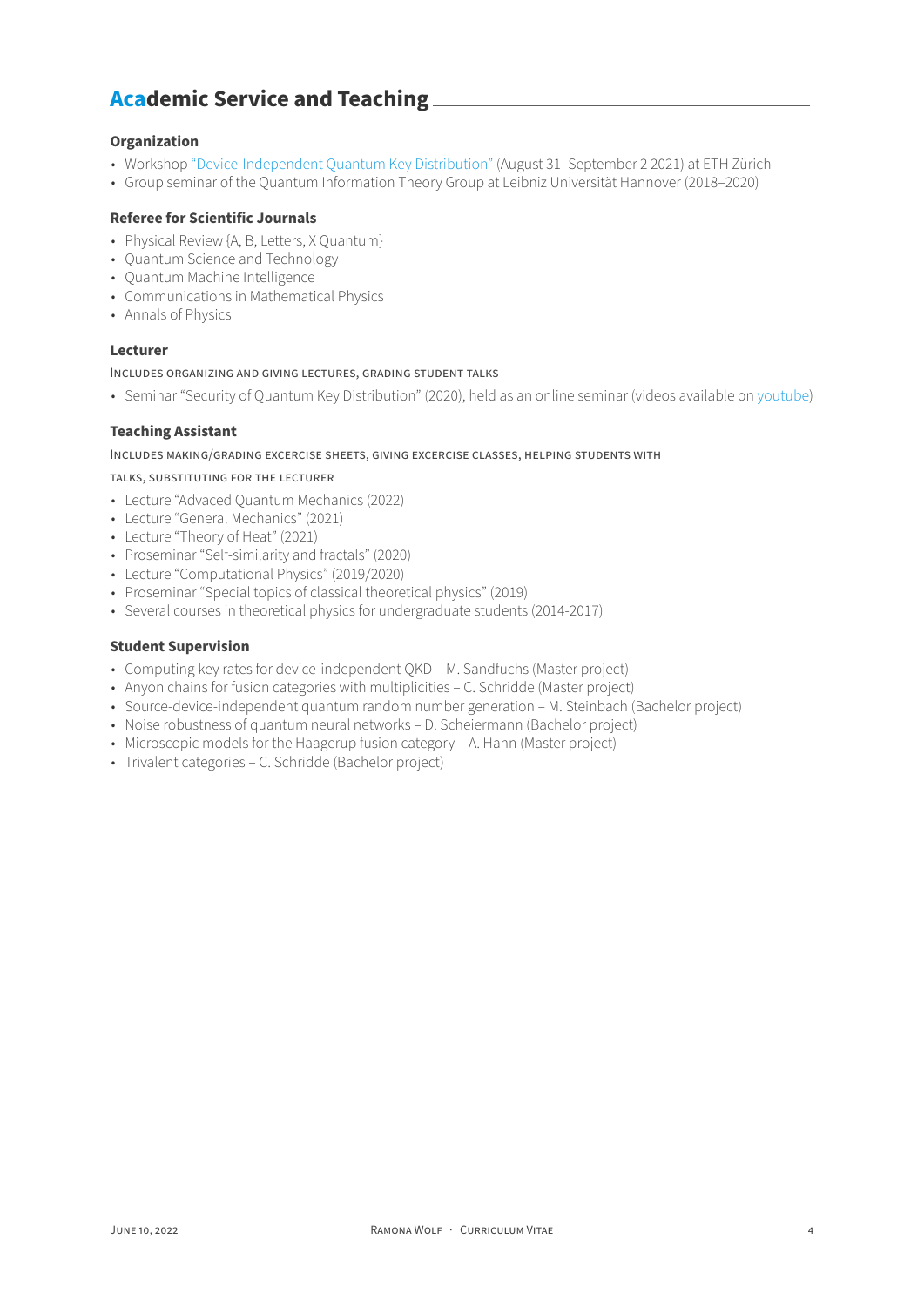## Academic Service and Teaching

### Organization

- Workshop "Device-Independent Quantum Key Distribution" (August 31–September 2 2021) at ETH Zürich
- Group seminar of the Quantum Information Theory Group at Leibniz Universität Hannover (2018–2020)

### Referee for Scientific Journals

- Physical Review {A, B, Letters, X Quantum}
- Quantum Science and Technology
- Quantum Machine Intelligence
- Communications in Mathematical Physics
- Annals of Physics

### Lecturer

INCLUDES ORGANIZING AND GIVING LECTURES, GRADING STUDENT TALKS

- Seminar "Security of Quantum Key Distribution" (2020), held as an online seminar (videos available on youtube)

### Teaching Assistant

INCLUDES MAKING/GRADING EXCERCISE SHEETS, GIVING EXCERCISE CLASSES, HELPING STUDENTS WITH TALKS, SUBSTITUTING FOR THE LECTURER

- Lecture "Advaced Quantum Mechanics (2022)
- Lecture "General Mechanics" (2021)
- Lecture "Theory of Heat" (2021)
- Proseminar "Self-similarity and fractals" (2020)
- Lecture "Computational Physics" (2019/2020)
- Proseminar "Special topics of classical theoretical physics" (2019)
- Several courses in theoretical physics for undergraduate students (2014-2017)

### Student Supervision

- Computing key rates for device-independent QKD – M. Sandfuchs (Master project)
- Anyon chains for fusion categories with multiplicities – C. Schridde (Master project)
- Source-device-independent quantum random number generation – M. Steinbach (Bachelor project)
- Noise robustness of quantum neural networks – D. Scheiermann (Bachelor project)
- Microscopic models for the Haagerup fusion category – A. Hahn (Master project)
- Trivalent categories – C. Schridde (Bachelor project)